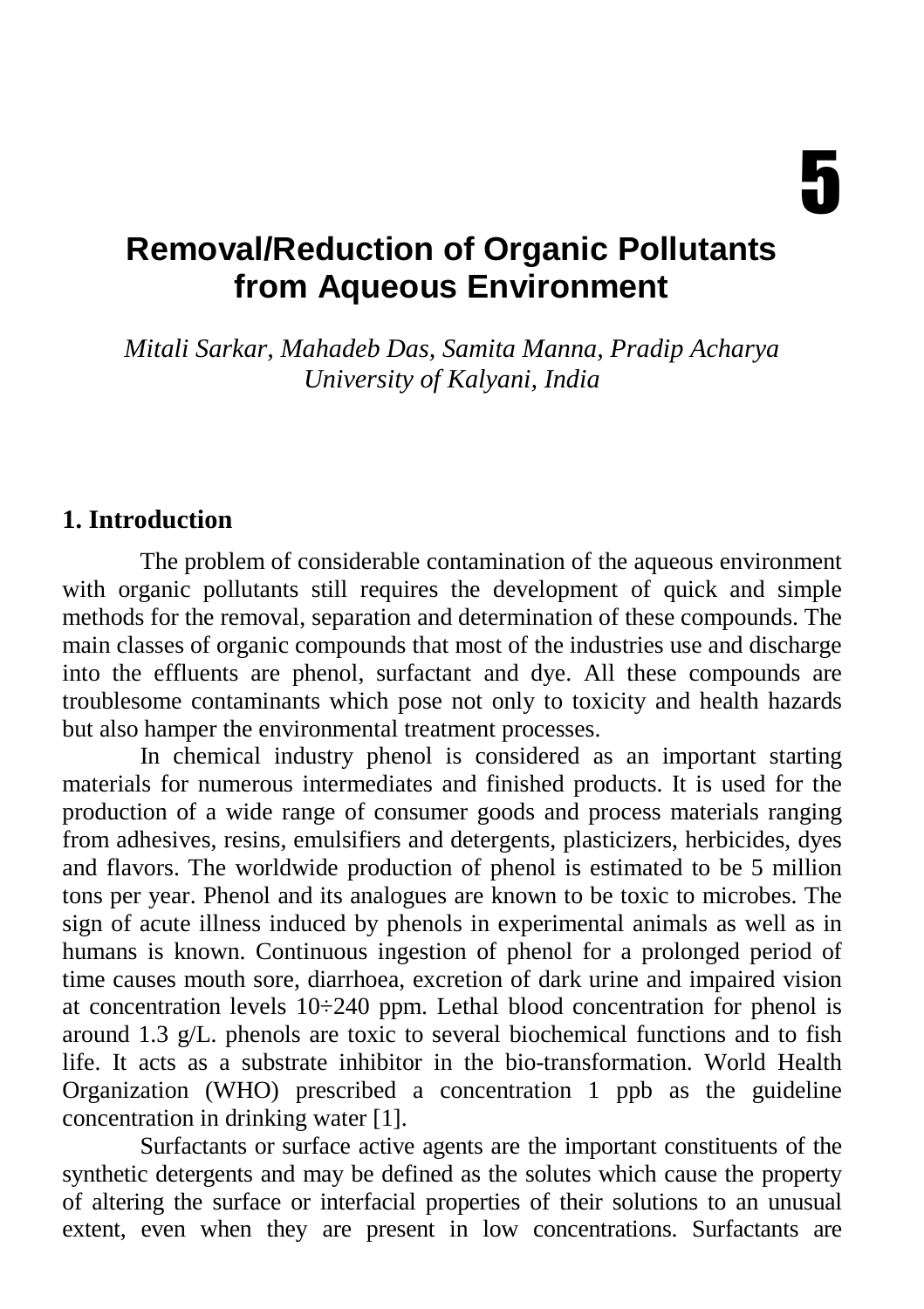# 5

# Removal/Reduction of Organic Pollutants from Aqueous Environment

*Mitali Sarkar, Mahadeb Das, Samita Manna, Pradip Acharya*
*University of Kalyani, India*

## 1. Introduction

The problem of considerable contamination of the aqueous environment with organic pollutants still requires the development of quick and simple methods for the removal, separation and determination of these compounds. The main classes of organic compounds that most of the industries use and discharge into the effluents are phenol, surfactant and dye. All these compounds are troublesome contaminants which pose not only to toxicity and health hazards but also hamper the environmental treatment processes.

In chemical industry phenol is considered as an important starting materials for numerous intermediates and finished products. It is used for the production of a wide range of consumer goods and process materials ranging from adhesives, resins, emulsifiers and detergents, plasticizers, herbicides, dyes and flavors. The worldwide production of phenol is estimated to be 5 million tons per year. Phenol and its analogues are known to be toxic to microbes. The sign of acute illness induced by phenols in experimental animals as well as in humans is known. Continuous ingestion of phenol for a prolonged period of time causes mouth sore, diarrhoea, excretion of dark urine and impaired vision at concentration levels 10÷240 ppm. Lethal blood concentration for phenol is around 1.3 g/L. phenols are toxic to several biochemical functions and to fish life. It acts as a substrate inhibitor in the bio-transformation. World Health Organization (WHO) prescribed a concentration 1 ppb as the guideline concentration in drinking water [1].

Surfactants or surface active agents are the important constituents of the synthetic detergents and may be defined as the solutes which cause the property of altering the surface or interfacial properties of their solutions to an unusual extent, even when they are present in low concentrations. Surfactants are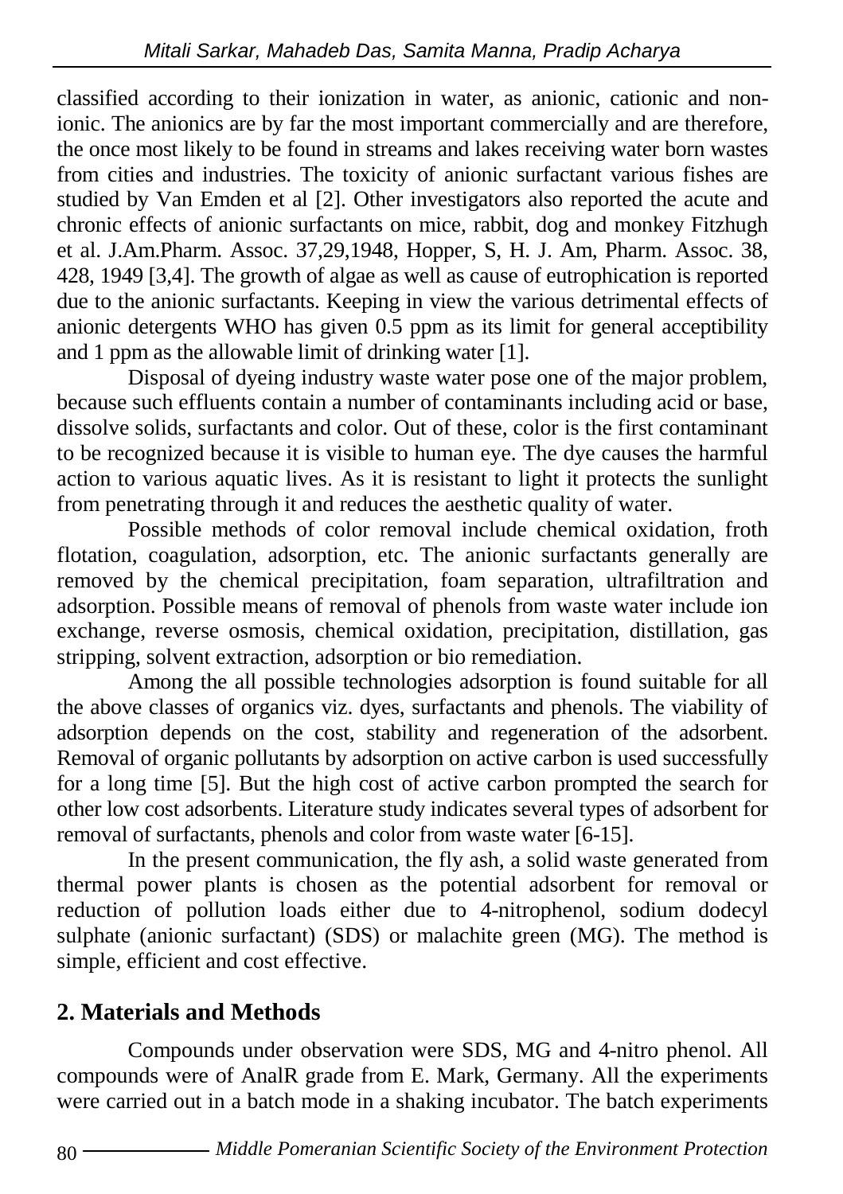classified according to their ionization in water, as anionic, cationic and non-ionic. The anionics are by far the most important commercially and are therefore, the once most likely to be found in streams and lakes receiving water born wastes from cities and industries. The toxicity of anionic surfactant various fishes are studied by Van Emden et al [2]. Other investigators also reported the acute and chronic effects of anionic surfactants on mice, rabbit, dog and monkey Fitzhugh et al. J.Am.Pharm. Assoc. 37,29,1948, Hopper, S, H. J. Am, Pharm. Assoc. 38, 428, 1949 [3,4]. The growth of algae as well as cause of eutrophication is reported due to the anionic surfactants. Keeping in view the various detrimental effects of anionic detergents WHO has given 0.5 ppm as its limit for general acceptibility and 1 ppm as the allowable limit of drinking water [1].

Disposal of dyeing industry waste water pose one of the major problem, because such effluents contain a number of contaminants including acid or base, dissolve solids, surfactants and color. Out of these, color is the first contaminant to be recognized because it is visible to human eye. The dye causes the harmful action to various aquatic lives. As it is resistant to light it protects the sunlight from penetrating through it and reduces the aesthetic quality of water.

Possible methods of color removal include chemical oxidation, froth flotation, coagulation, adsorption, etc. The anionic surfactants generally are removed by the chemical precipitation, foam separation, ultrafiltration and adsorption. Possible means of removal of phenols from waste water include ion exchange, reverse osmosis, chemical oxidation, precipitation, distillation, gas stripping, solvent extraction, adsorption or bio remediation.

Among the all possible technologies adsorption is found suitable for all the above classes of organics viz. dyes, surfactants and phenols. The viability of adsorption depends on the cost, stability and regeneration of the adsorbent. Removal of organic pollutants by adsorption on active carbon is used successfully for a long time [5]. But the high cost of active carbon prompted the search for other low cost adsorbents. Literature study indicates several types of adsorbent for removal of surfactants, phenols and color from waste water [6-15].

In the present communication, the fly ash, a solid waste generated from thermal power plants is chosen as the potential adsorbent for removal or reduction of pollution loads either due to 4-nitrophenol, sodium dodecyl sulphate (anionic surfactant) (SDS) or malachite green (MG). The method is simple, efficient and cost effective.

## 2. Materials and Methods

Compounds under observation were SDS, MG and 4-nitro phenol. All compounds were of AnalR grade from E. Mark, Germany. All the experiments were carried out in a batch mode in a shaking incubator. The batch experiments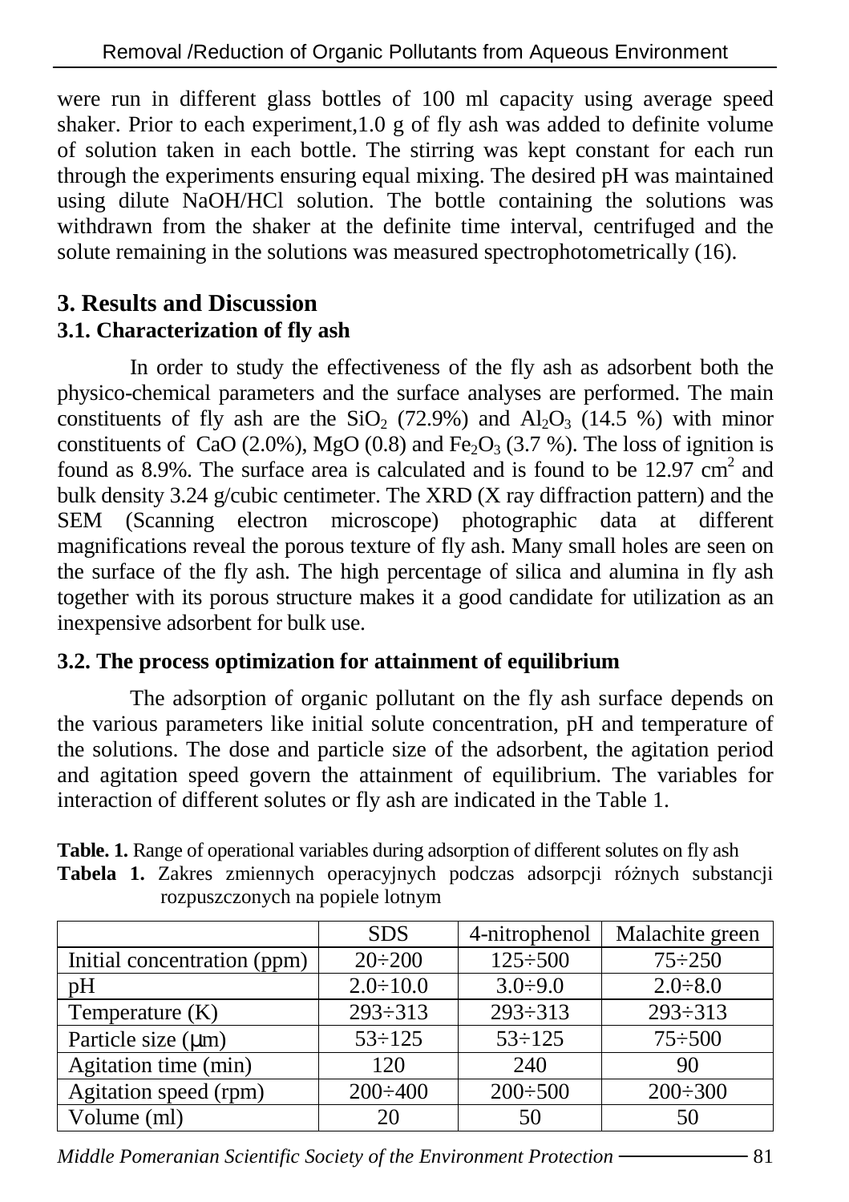were run in different glass bottles of 100 ml capacity using average speed shaker. Prior to each experiment,1.0 g of fly ash was added to definite volume of solution taken in each bottle. The stirring was kept constant for each run through the experiments ensuring equal mixing. The desired pH was maintained using dilute NaOH/HCl solution. The bottle containing the solutions was withdrawn from the shaker at the definite time interval, centrifuged and the solute remaining in the solutions was measured spectrophotometrically (16).

## 3. Results and Discussion

### 3.1. Characterization of fly ash

In order to study the effectiveness of the fly ash as adsorbent both the physico-chemical parameters and the surface analyses are performed. The main constituents of fly ash are the $SiO_2$ (72.9%) and $Al_2O_3$ (14.5 %) with minor constituents of CaO (2.0%), MgO (0.8) and $Fe_2O_3$ (3.7 %). The loss of ignition is found as 8.9%. The surface area is calculated and is found to be 12.97 $cm^2$ and bulk density 3.24 g/cubic centimeter. The XRD (X ray diffraction pattern) and the SEM (Scanning electron microscope) photographic data at different magnifications reveal the porous texture of fly ash. Many small holes are seen on the surface of the fly ash. The high percentage of silica and alumina in fly ash together with its porous structure makes it a good candidate for utilization as an inexpensive adsorbent for bulk use.

### 3.2. The process optimization for attainment of equilibrium

The adsorption of organic pollutant on the fly ash surface depends on the various parameters like initial solute concentration, pH and temperature of the solutions. The dose and particle size of the adsorbent, the agitation period and agitation speed govern the attainment of equilibrium. The variables for interaction of different solutes or fly ash are indicated in the Table 1.

**Table. 1.** Range of operational variables during adsorption of different solutes on fly ash
**Tabela 1.** Zakres zmiennych operacyjnych podczas adsorpcji różnych substancji rozpuszczonych na popiele lotnym

| | SDS | 4-nitrophenol | Malachite green |
|---|---|---|---|
| Initial concentration (ppm) | 20÷200 | 125÷500 | 75÷250 |
| pH | 2.0÷10.0 | 3.0÷9.0 | 2.0÷8.0 |
| Temperature (K) | 293÷313 | 293÷313 | 293÷313 |
| Particle size (μm) | 53÷125 | 53÷125 | 75÷500 |
| Agitation time (min) | 120 | 240 | 90 |
| Agitation speed (rpm) | 200÷400 | 200÷500 | 200÷300 |
| Volume (ml) | 20 | 50 | 50 |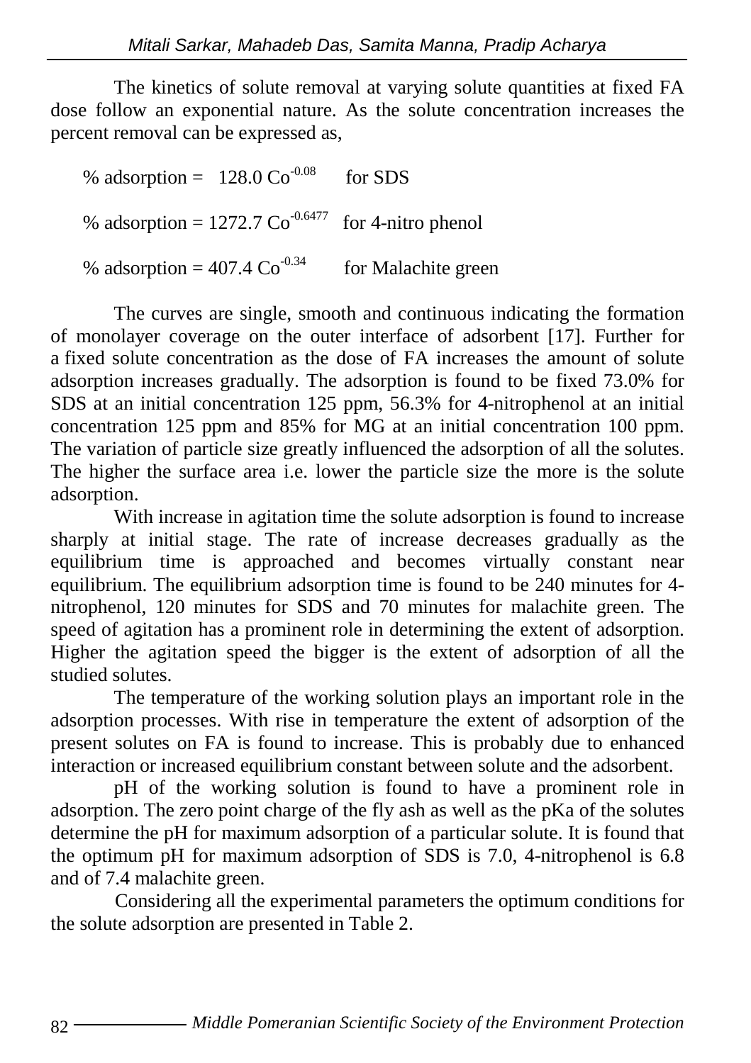The kinetics of solute removal at varying solute quantities at fixed FA dose follow an exponential nature. As the solute concentration increases the percent removal can be expressed as,

$$\% \text{ adsorption} = 128.0\ Co^{-0.08} \quad \text{for SDS}$$

$$\% \text{ adsorption} = 1272.7\ Co^{-0.6477} \quad \text{for 4-nitro phenol}$$

$$\% \text{ adsorption} = 407.4\ Co^{-0.34} \quad \text{for Malachite green}$$

The curves are single, smooth and continuous indicating the formation of monolayer coverage on the outer interface of adsorbent [17]. Further for a fixed solute concentration as the dose of FA increases the amount of solute adsorption increases gradually. The adsorption is found to be fixed 73.0% for SDS at an initial concentration 125 ppm, 56.3% for 4-nitrophenol at an initial concentration 125 ppm and 85% for MG at an initial concentration 100 ppm. The variation of particle size greatly influenced the adsorption of all the solutes. The higher the surface area i.e. lower the particle size the more is the solute adsorption.

With increase in agitation time the solute adsorption is found to increase sharply at initial stage. The rate of increase decreases gradually as the equilibrium time is approached and becomes virtually constant near equilibrium. The equilibrium adsorption time is found to be 240 minutes for 4-nitrophenol, 120 minutes for SDS and 70 minutes for malachite green. The speed of agitation has a prominent role in determining the extent of adsorption. Higher the agitation speed the bigger is the extent of adsorption of all the studied solutes.

The temperature of the working solution plays an important role in the adsorption processes. With rise in temperature the extent of adsorption of the present solutes on FA is found to increase. This is probably due to enhanced interaction or increased equilibrium constant between solute and the adsorbent.

pH of the working solution is found to have a prominent role in adsorption. The zero point charge of the fly ash as well as the pKa of the solutes determine the pH for maximum adsorption of a particular solute. It is found that the optimum pH for maximum adsorption of SDS is 7.0, 4-nitrophenol is 6.8 and of 7.4 malachite green.

Considering all the experimental parameters the optimum conditions for the solute adsorption are presented in Table 2.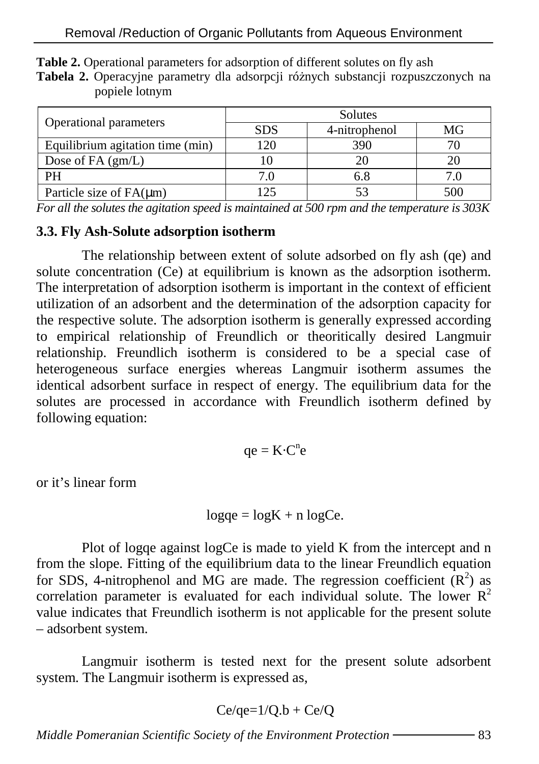**Table 2.** Operational parameters for adsorption of different solutes on fly ash

**Tabela 2.** Operacyjne parametry dla adsorpcji różnych substancji rozpuszczonych na popiele lotnym

| Operational parameters | Solutes | | |
|---|---|---|---|
| | SDS | 4-nitrophenol | MG |
| Equilibrium agitation time (min) | 120 | 390 | 70 |
| Dose of FA (gm/L) | 10 | 20 | 20 |
| PH | 7.0 | 6.8 | 7.0 |
| Particle size of FA(μm) | 125 | 53 | 500 |

*For all the solutes the agitation speed is maintained at 500 rpm and the temperature is 303K*

### 3.3. Fly Ash-Solute adsorption isotherm

The relationship between extent of solute adsorbed on fly ash (qe) and solute concentration (Ce) at equilibrium is known as the adsorption isotherm. The interpretation of adsorption isotherm is important in the context of efficient utilization of an adsorbent and the determination of the adsorption capacity for the respective solute. The adsorption isotherm is generally expressed according to empirical relationship of Freundlich or theoritically desired Langmuir relationship. Freundlich isotherm is considered to be a special case of heterogeneous surface energies whereas Langmuir isotherm assumes the identical adsorbent surface in respect of energy. The equilibrium data for the solutes are processed in accordance with Freundlich isotherm defined by following equation:

$$qe = K \cdot C^{n}e$$

or it's linear form

$$\log qe = \log K + n \log Ce.$$

Plot of logqe against logCe is made to yield K from the intercept and n from the slope. Fitting of the equilibrium data to the linear Freundlich equation for SDS, 4-nitrophenol and MG are made. The regression coefficient ($R^2$) as correlation parameter is evaluated for each individual solute. The lower $R^2$ value indicates that Freundlich isotherm is not applicable for the present solute – adsorbent system.

Langmuir isotherm is tested next for the present solute adsorbent system. The Langmuir isotherm is expressed as,

$$Ce/qe = 1/Q.b + Ce/Q$$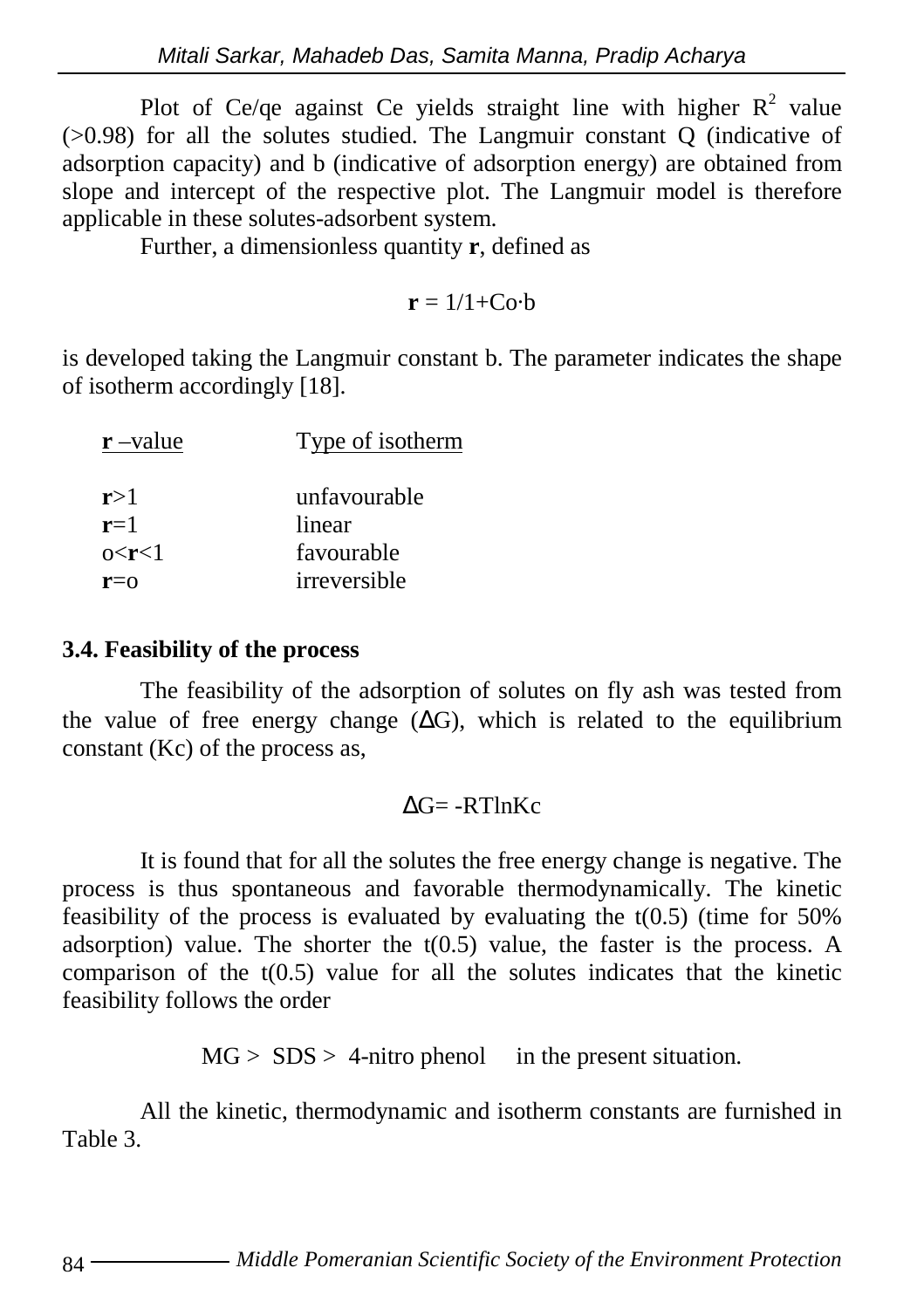Plot of Ce/qe against Ce yields straight line with higher $R^2$ value (>0.98) for all the solutes studied. The Langmuir constant Q (indicative of adsorption capacity) and b (indicative of adsorption energy) are obtained from slope and intercept of the respective plot. The Langmuir model is therefore applicable in these solutes-adsorbent system.

Further, a dimensionless quantity **r**, defined as

$$\mathbf{r} = 1/1 + Co \cdot b$$

is developed taking the Langmuir constant b. The parameter indicates the shape of isotherm accordingly [18].

| **r** –value | Type of isotherm |
|---|---|
| **r**>1 | unfavourable |
| **r**=1 | linear |
| o<**r**<1 | favourable |
| **r**=o | irreversible |

### 3.4. Feasibility of the process

The feasibility of the adsorption of solutes on fly ash was tested from the value of free energy change (ΔG), which is related to the equilibrium constant (Kc) of the process as,

$$\Delta G = -RT \ln Kc$$

It is found that for all the solutes the free energy change is negative. The process is thus spontaneous and favorable thermodynamically. The kinetic feasibility of the process is evaluated by evaluating the t(0.5) (time for 50% adsorption) value. The shorter the t(0.5) value, the faster is the process. A comparison of the t(0.5) value for all the solutes indicates that the kinetic feasibility follows the order

MG > SDS > 4-nitro phenol in the present situation.

All the kinetic, thermodynamic and isotherm constants are furnished in Table 3.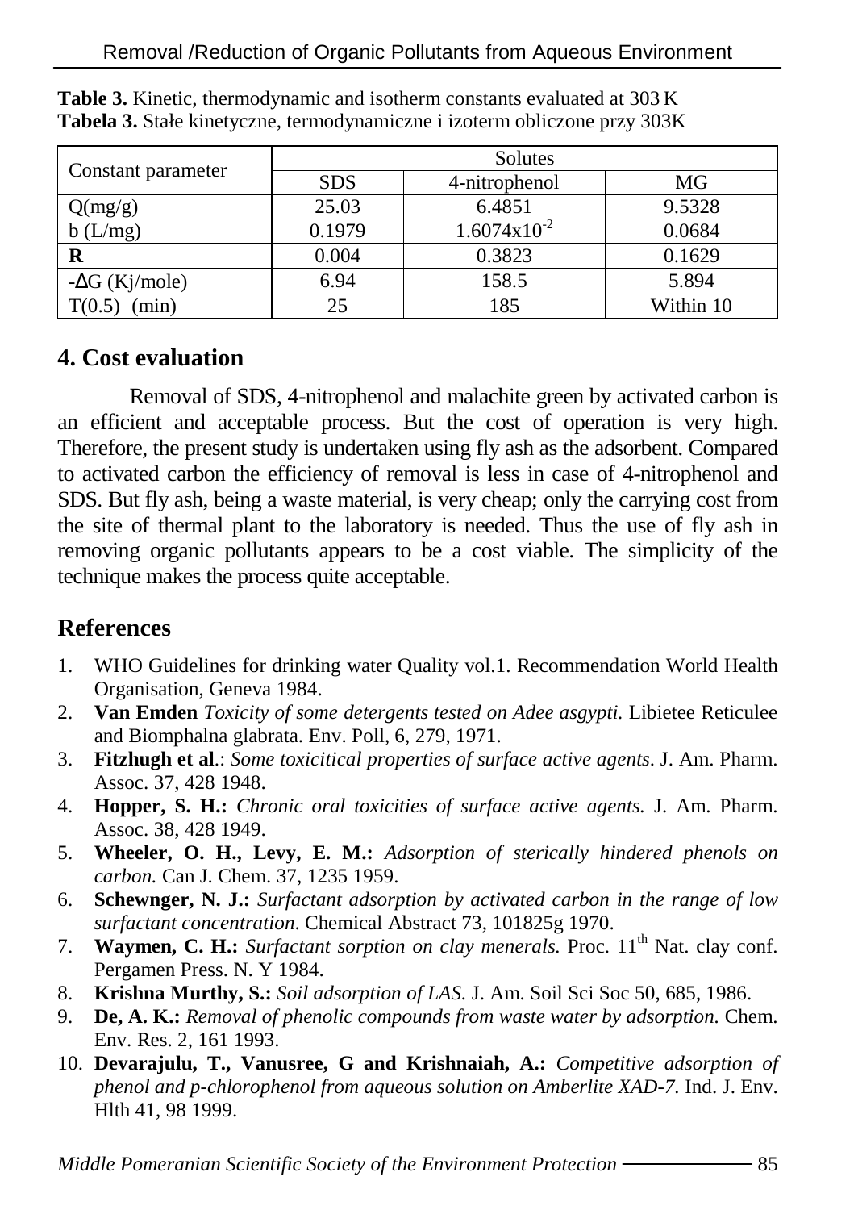**Table 3.** Kinetic, thermodynamic and isotherm constants evaluated at 303 K
**Tabela 3.** Stałe kinetyczne, termodynamiczne i izoterm obliczone przy 303K

| Constant parameter | Solutes | | |
|---|---|---|---|
| | SDS | 4-nitrophenol | MG |
| Q(mg/g) | 25.03 | 6.4851 | 9.5328 |
| b (L/mg) | 0.1979 | $1.6074 \times 10^{-2}$ | 0.0684 |
| **R** | 0.004 | 0.3823 | 0.1629 |
| -ΔG (Kj/mole) | 6.94 | 158.5 | 5.894 |
| T(0.5) (min) | 25 | 185 | Within 10 |

## 4. Cost evaluation

Removal of SDS, 4-nitrophenol and malachite green by activated carbon is an efficient and acceptable process. But the cost of operation is very high. Therefore, the present study is undertaken using fly ash as the adsorbent. Compared to activated carbon the efficiency of removal is less in case of 4-nitrophenol and SDS. But fly ash, being a waste material, is very cheap; only the carrying cost from the site of thermal plant to the laboratory is needed. Thus the use of fly ash in removing organic pollutants appears to be a cost viable. The simplicity of the technique makes the process quite acceptable.

## References

1. WHO Guidelines for drinking water Quality vol.1. Recommendation World Health Organisation, Geneva 1984.
2. **Van Emden** *Toxicity of some detergents tested on Adee asgypti.* Libietee Reticulee and Biomphalna glabrata. Env. Poll, 6, 279, 1971.
3. **Fitzhugh et al**.: *Some toxicitical properties of surface active agents*. J. Am. Pharm. Assoc. 37, 428 1948.
4. **Hopper, S. H.:** *Chronic oral toxicities of surface active agents.* J. Am. Pharm. Assoc. 38, 428 1949.
5. **Wheeler, O. H., Levy, E. M.:** *Adsorption of sterically hindered phenols on carbon.* Can J. Chem. 37, 1235 1959.
6. **Schewnger, N. J.:** *Surfactant adsorption by activated carbon in the range of low surfactant concentration*. Chemical Abstract 73, 101825g 1970.
7. **Waymen, C. H.:** *Surfactant sorption on clay menerals.* Proc. 11th Nat. clay conf. Pergamen Press. N. Y 1984.
8. **Krishna Murthy, S.:** *Soil adsorption of LAS.* J. Am. Soil Sci Soc 50, 685, 1986.
9. **De, A. K.:** *Removal of phenolic compounds from waste water by adsorption.* Chem. Env. Res. 2, 161 1993.
10. **Devarajulu, T., Vanusree, G and Krishnaiah, A.:** *Competitive adsorption of phenol and p-chlorophenol from aqueous solution on Amberlite XAD-7.* Ind. J. Env. Hlth 41, 98 1999.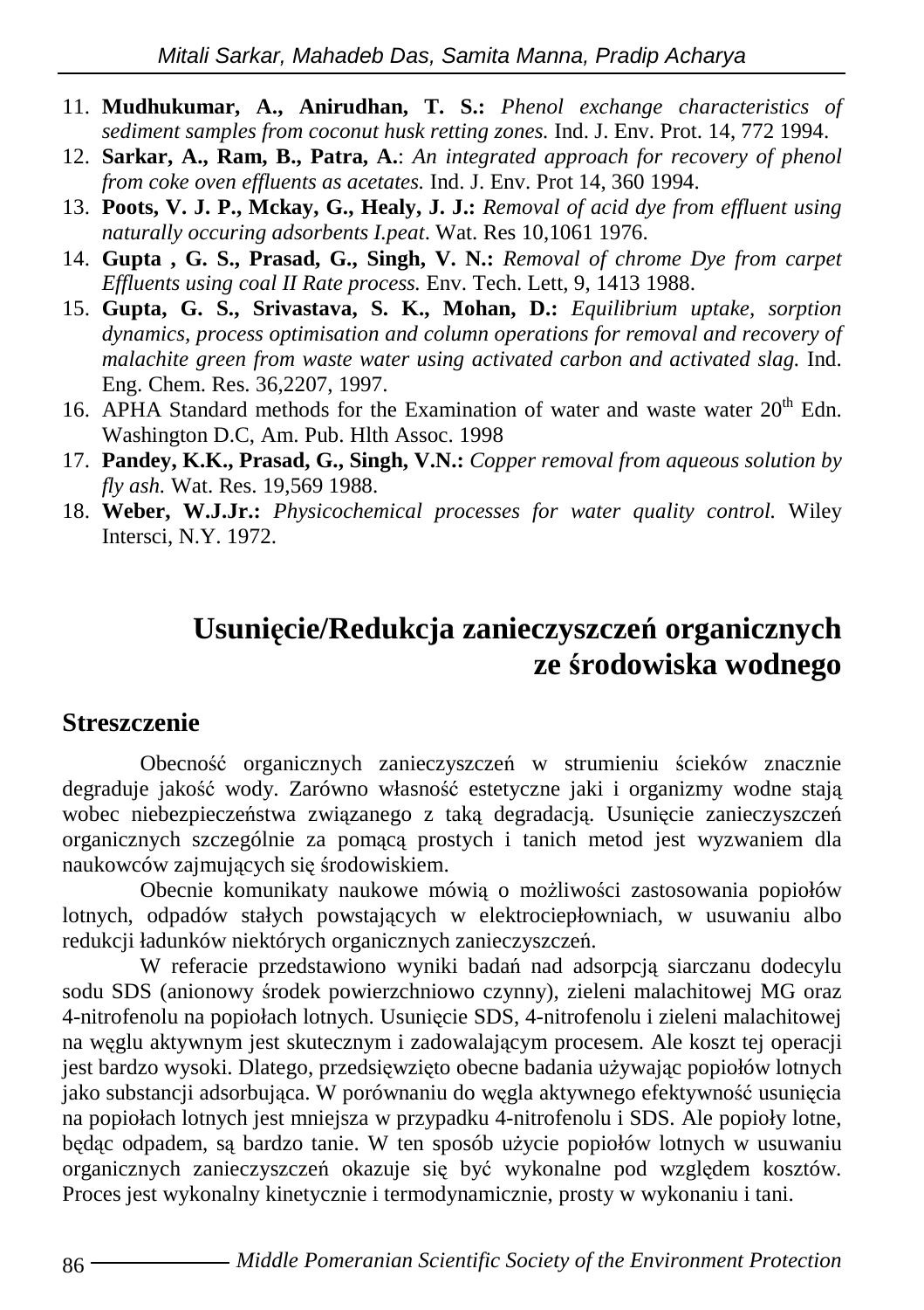11. **Mudhukumar, A., Anirudhan, T. S.:** *Phenol exchange characteristics of sediment samples from coconut husk retting zones.* Ind. J. Env. Prot. 14, 772 1994.
12. **Sarkar, A., Ram, B., Patra, A.**: *An integrated approach for recovery of phenol from coke oven effluents as acetates.* Ind. J. Env. Prot 14, 360 1994.
13. **Poots, V. J. P., Mckay, G., Healy, J. J.:** *Removal of acid dye from effluent using naturally occuring adsorbents I.peat*. Wat. Res 10,1061 1976.
14. **Gupta , G. S., Prasad, G., Singh, V. N.:** *Removal of chrome Dye from carpet Effluents using coal II Rate process.* Env. Tech. Lett, 9, 1413 1988.
15. **Gupta, G. S., Srivastava, S. K., Mohan, D.:** *Equilibrium uptake, sorption dynamics, process optimisation and column operations for removal and recovery of malachite green from waste water using activated carbon and activated slag.* Ind. Eng. Chem. Res. 36,2207, 1997.
16. APHA Standard methods for the Examination of water and waste water 20th Edn. Washington D.C, Am. Pub. Hlth Assoc. 1998
17. **Pandey, K.K., Prasad, G., Singh, V.N.:** *Copper removal from aqueous solution by fly ash.* Wat. Res. 19,569 1988.
18. **Weber, W.J.Jr.:** *Physicochemical processes for water quality control.* Wiley Intersci, N.Y. 1972.

# Usunięcie/Redukcja zanieczyszczeń organicznych ze środowiska wodnego

## Streszczenie

Obecność organicznych zanieczyszczeń w strumieniu ścieków znacznie degraduje jakość wody. Zarówno własność estetyczne jaki i organizmy wodne stają wobec niebezpieczeństwa związanego z taką degradacją. Usunięcie zanieczyszczeń organicznych szczególnie za pomącą prostych i tanich metod jest wyzwaniem dla naukowców zajmujących się środowiskiem.

Obecnie komunikaty naukowe mówią o możliwości zastosowania popiołów lotnych, odpadów stałych powstających w elektrociepłowniach, w usuwaniu albo redukcji ładunków niektórych organicznych zanieczyszczeń.

W referacie przedstawiono wyniki badań nad adsorpcją siarczanu dodecylu sodu SDS (anionowy środek powierzchniowo czynny), zieleni malachitowej MG oraz 4-nitrofenolu na popiołach lotnych. Usunięcie SDS, 4-nitrofenolu i zieleni malachitowej na węglu aktywnym jest skutecznym i zadowalającym procesem. Ale koszt tej operacji jest bardzo wysoki. Dlatego, przedsięwzięto obecne badania używając popiołów lotnych jako substancji adsorbująca. W porównaniu do węgla aktywnego efektywność usunięcia na popiołach lotnych jest mniejsza w przypadku 4-nitrofenolu i SDS. Ale popioły lotne, będąc odpadem, są bardzo tanie. W ten sposób użycie popiołów lotnych w usuwaniu organicznych zanieczyszczeń okazuje się być wykonalne pod względem kosztów. Proces jest wykonalny kinetycznie i termodynamicznie, prosty w wykonaniu i tani.